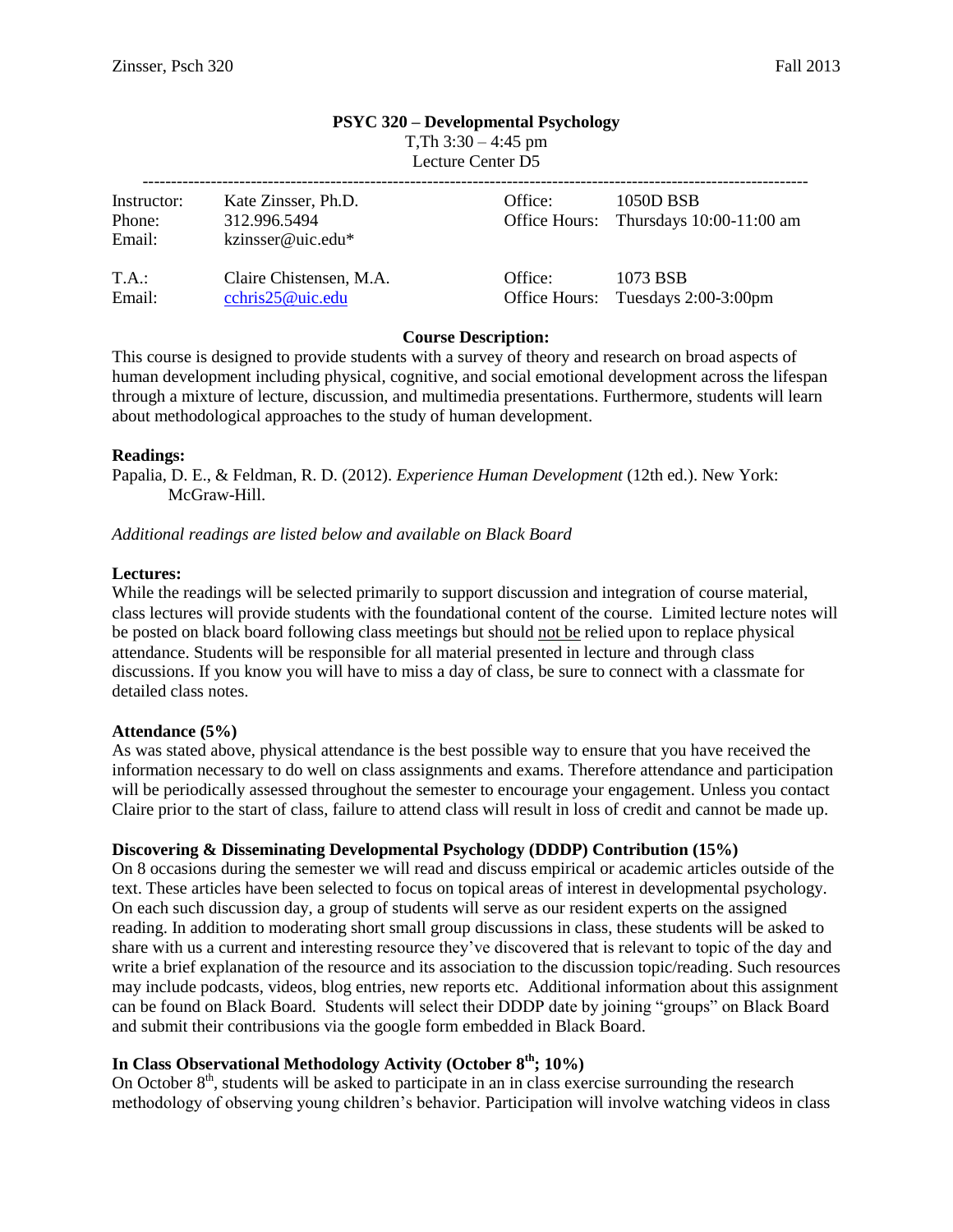# PSYC 320 – Developmental Psychology

T,Th 3:30 – 4:45 pm
Lecture Center D5

| | | | |
|---|---|---|---|
| Instructor: | Kate Zinsser, Ph.D. | Office: | 1050D BSB |
| Phone: | 312.996.5494 | Office Hours: | Thursdays 10:00-11:00 am |
| Email: | kzinsser@uic.edu* | | |
| T.A.: | Claire Chistensen, M.A. | Office: | 1073 BSB |
| Email: | cchris25@uic.edu | Office Hours: | Tuesdays 2:00-3:00pm |

## Course Description:

This course is designed to provide students with a survey of theory and research on broad aspects of human development including physical, cognitive, and social emotional development across the lifespan through a mixture of lecture, discussion, and multimedia presentations. Furthermore, students will learn about methodological approaches to the study of human development.

**Readings:**

Papalia, D. E., & Feldman, R. D. (2012). *Experience Human Development* (12th ed.). New York: McGraw-Hill.

*Additional readings are listed below and available on Black Board*

**Lectures:**

While the readings will be selected primarily to support discussion and integration of course material, class lectures will provide students with the foundational content of the course. Limited lecture notes will be posted on black board following class meetings but should not be relied upon to replace physical attendance. Students will be responsible for all material presented in lecture and through class discussions. If you know you will have to miss a day of class, be sure to connect with a classmate for detailed class notes.

**Attendance (5%)**

As was stated above, physical attendance is the best possible way to ensure that you have received the information necessary to do well on class assignments and exams. Therefore attendance and participation will be periodically assessed throughout the semester to encourage your engagement. Unless you contact Claire prior to the start of class, failure to attend class will result in loss of credit and cannot be made up.

**Discovering & Disseminating Developmental Psychology (DDDP) Contribution (15%)**

On 8 occasions during the semester we will read and discuss empirical or academic articles outside of the text. These articles have been selected to focus on topical areas of interest in developmental psychology. On each such discussion day, a group of students will serve as our resident experts on the assigned reading. In addition to moderating short small group discussions in class, these students will be asked to share with us a current and interesting resource they've discovered that is relevant to topic of the day and write a brief explanation of the resource and its association to the discussion topic/reading. Such resources may include podcasts, videos, blog entries, new reports etc. Additional information about this assignment can be found on Black Board. Students will select their DDDP date by joining "groups" on Black Board and submit their contributions via the google form embedded in Black Board.

**In Class Observational Methodology Activity (October 8th; 10%)**

On October 8th, students will be asked to participate in an in class exercise surrounding the research methodology of observing young children's behavior. Participation will involve watching videos in class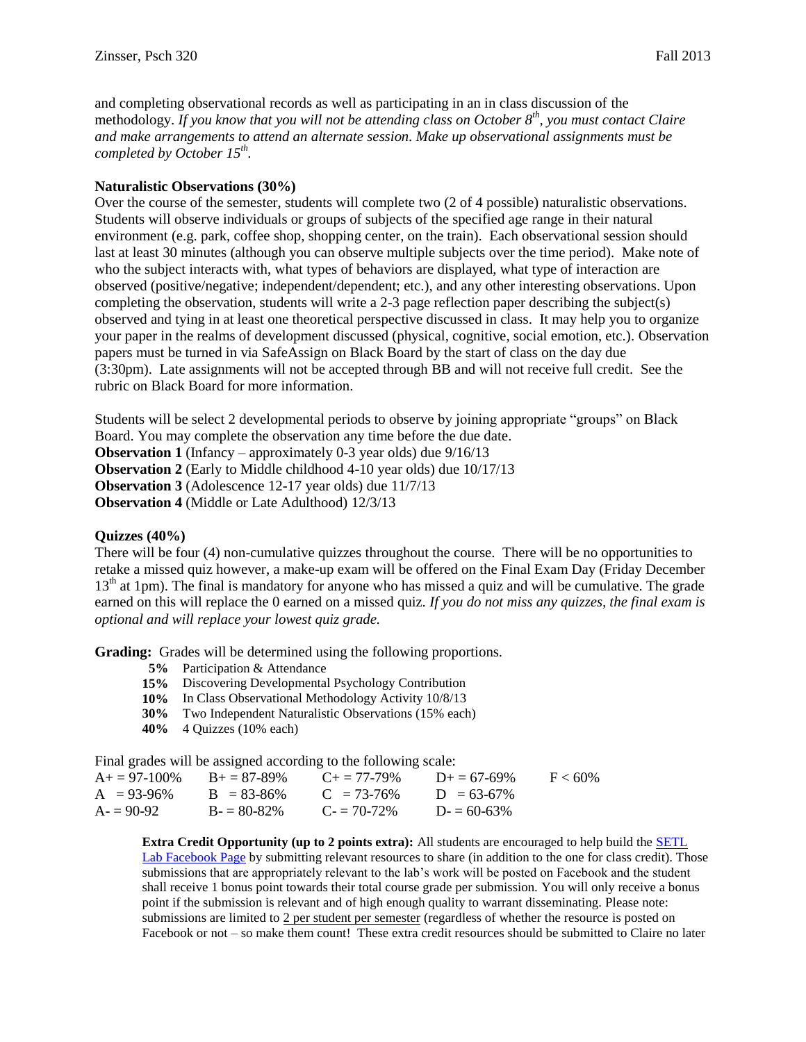and completing observational records as well as participating in an in class discussion of the methodology. *If you know that you will not be attending class on October 8th, you must contact Claire and make arrangements to attend an alternate session. Make up observational assignments must be completed by October 15th.*

**Naturalistic Observations (30%)**

Over the course of the semester, students will complete two (2 of 4 possible) naturalistic observations. Students will observe individuals or groups of subjects of the specified age range in their natural environment (e.g. park, coffee shop, shopping center, on the train). Each observational session should last at least 30 minutes (although you can observe multiple subjects over the time period). Make note of who the subject interacts with, what types of behaviors are displayed, what type of interaction are observed (positive/negative; independent/dependent; etc.), and any other interesting observations. Upon completing the observation, students will write a 2-3 page reflection paper describing the subject(s) observed and tying in at least one theoretical perspective discussed in class. It may help you to organize your paper in the realms of development discussed (physical, cognitive, social emotion, etc.). Observation papers must be turned in via SafeAssign on Black Board by the start of class on the day due (3:30pm). Late assignments will not be accepted through BB and will not receive full credit. See the rubric on Black Board for more information.

Students will be select 2 developmental periods to observe by joining appropriate "groups" on Black Board. You may complete the observation any time before the due date.
**Observation 1** (Infancy – approximately 0-3 year olds) due 9/16/13
**Observation 2** (Early to Middle childhood 4-10 year olds) due 10/17/13
**Observation 3** (Adolescence 12-17 year olds) due 11/7/13
**Observation 4** (Middle or Late Adulthood) 12/3/13

**Quizzes (40%)**

There will be four (4) non-cumulative quizzes throughout the course. There will be no opportunities to retake a missed quiz however, a make-up exam will be offered on the Final Exam Day (Friday December 13th at 1pm). The final is mandatory for anyone who has missed a quiz and will be cumulative. The grade earned on this will replace the 0 earned on a missed quiz. *If you do not miss any quizzes, the final exam is optional and will replace your lowest quiz grade.*

**Grading:** Grades will be determined using the following proportions.

- **5%** Participation & Attendance
- **15%** Discovering Developmental Psychology Contribution
- **10%** In Class Observational Methodology Activity 10/8/13
- **30%** Two Independent Naturalistic Observations (15% each)
- **40%** 4 Quizzes (10% each)

Final grades will be assigned according to the following scale:

| | | | | |
|---|---|---|---|---|
| A+ = 97-100% | B+ = 87-89% | C+ = 77-79% | D+ = 67-69% | F < 60% |
| A = 93-96% | B = 83-86% | C = 73-76% | D = 63-67% | |
| A- = 90-92 | B- = 80-82% | C- = 70-72% | D- = 60-63% | |

**Extra Credit Opportunity (up to 2 points extra):** All students are encouraged to help build the SETL Lab Facebook Page by submitting relevant resources to share (in addition to the one for class credit). Those submissions that are appropriately relevant to the lab's work will be posted on Facebook and the student shall receive 1 bonus point towards their total course grade per submission. You will only receive a bonus point if the submission is relevant and of high enough quality to warrant disseminating. Please note: submissions are limited to 2 per student per semester (regardless of whether the resource is posted on Facebook or not – so make them count! These extra credit resources should be submitted to Claire no later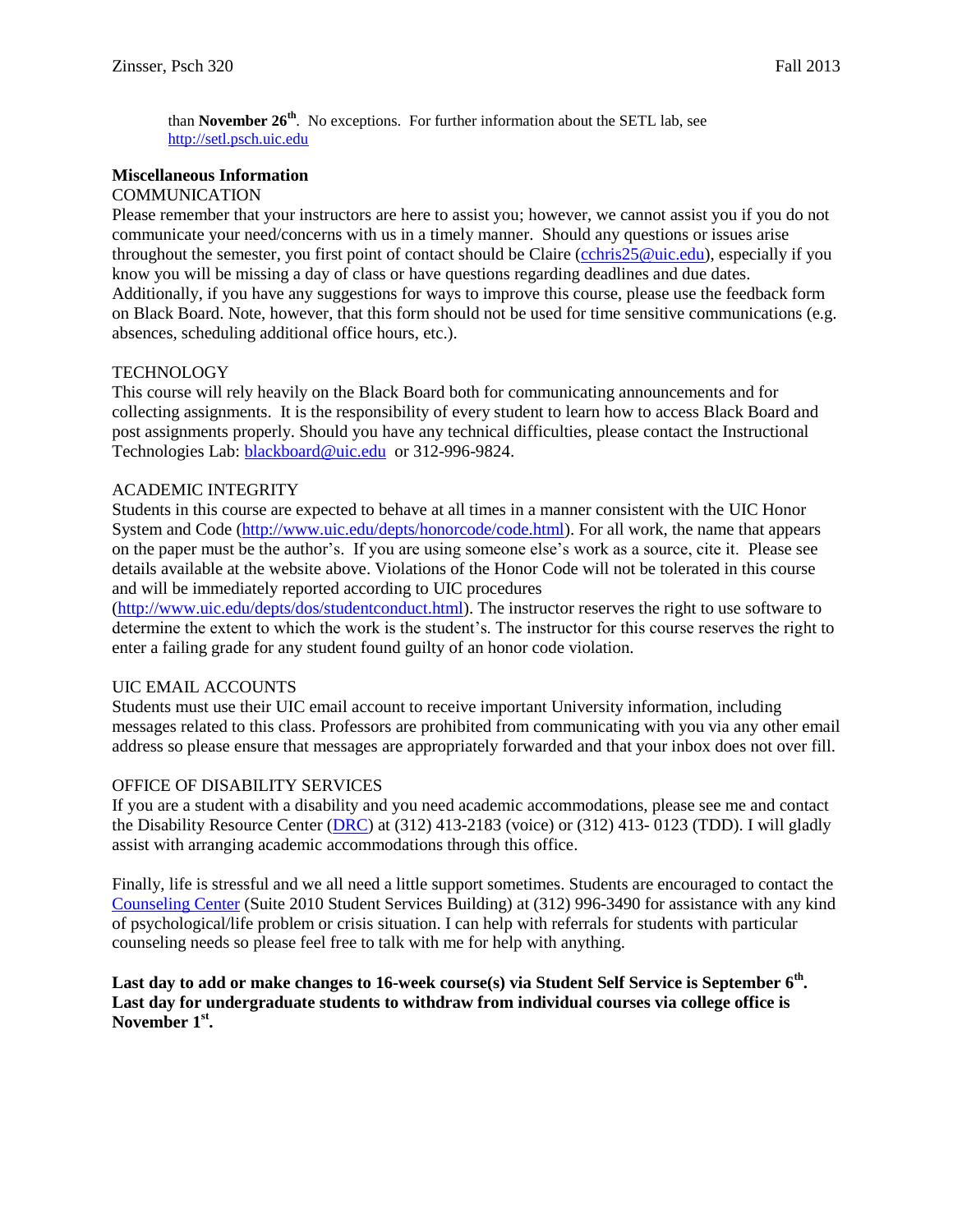than **November 26th**. No exceptions. For further information about the SETL lab, see http://setl.psch.uic.edu

**Miscellaneous Information**

COMMUNICATION

Please remember that your instructors are here to assist you; however, we cannot assist you if you do not communicate your need/concerns with us in a timely manner. Should any questions or issues arise throughout the semester, you first point of contact should be Claire (cchris25@uic.edu), especially if you know you will be missing a day of class or have questions regarding deadlines and due dates. Additionally, if you have any suggestions for ways to improve this course, please use the feedback form on Black Board. Note, however, that this form should not be used for time sensitive communications (e.g. absences, scheduling additional office hours, etc.).

TECHNOLOGY

This course will rely heavily on the Black Board both for communicating announcements and for collecting assignments. It is the responsibility of every student to learn how to access Black Board and post assignments properly. Should you have any technical difficulties, please contact the Instructional Technologies Lab: blackboard@uic.edu or 312-996-9824.

ACADEMIC INTEGRITY

Students in this course are expected to behave at all times in a manner consistent with the UIC Honor System and Code (http://www.uic.edu/depts/honorcode/code.html). For all work, the name that appears on the paper must be the author's. If you are using someone else's work as a source, cite it. Please see details available at the website above. Violations of the Honor Code will not be tolerated in this course and will be immediately reported according to UIC procedures (http://www.uic.edu/depts/dos/studentconduct.html). The instructor reserves the right to use software to determine the extent to which the work is the student's. The instructor for this course reserves the right to enter a failing grade for any student found guilty of an honor code violation.

UIC EMAIL ACCOUNTS

Students must use their UIC email account to receive important University information, including messages related to this class. Professors are prohibited from communicating with you via any other email address so please ensure that messages are appropriately forwarded and that your inbox does not over fill.

OFFICE OF DISABILITY SERVICES

If you are a student with a disability and you need academic accommodations, please see me and contact the Disability Resource Center (DRC) at (312) 413-2183 (voice) or (312) 413- 0123 (TDD). I will gladly assist with arranging academic accommodations through this office.

Finally, life is stressful and we all need a little support sometimes. Students are encouraged to contact the Counseling Center (Suite 2010 Student Services Building) at (312) 996-3490 for assistance with any kind of psychological/life problem or crisis situation. I can help with referrals for students with particular counseling needs so please feel free to talk with me for help with anything.

**Last day to add or make changes to 16-week course(s) via Student Self Service is September 6th. Last day for undergraduate students to withdraw from individual courses via college office is November 1st.**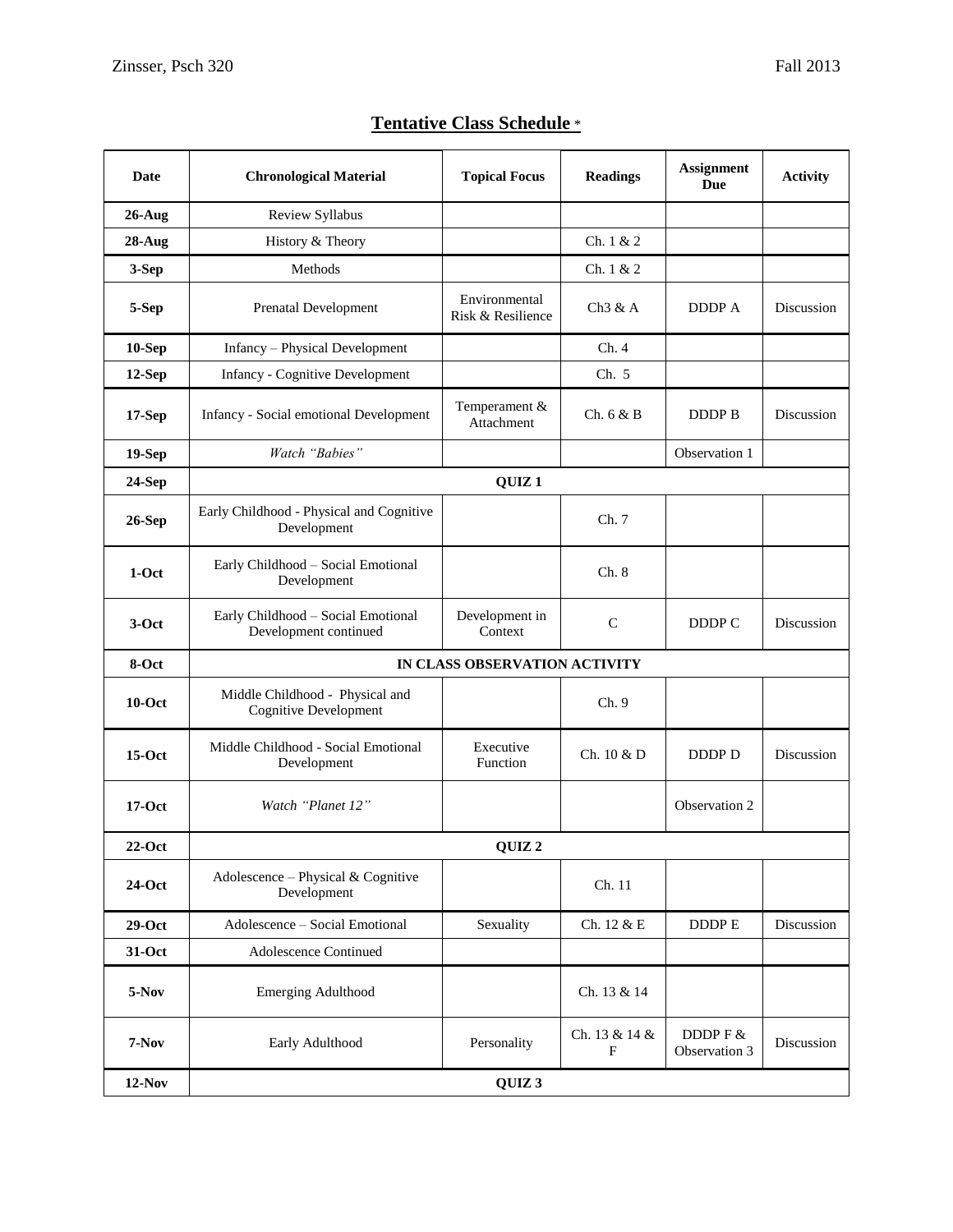## Tentative Class Schedule *

| Date | Chronological Material | Topical Focus | Readings | Assignment Due | Activity |
|---|---|---|---|---|---|
| 26-Aug | Review Syllabus | | | | |
| 28-Aug | History & Theory | | Ch. 1 & 2 | | |
| 3-Sep | Methods | | Ch. 1 & 2 | | |
| 5-Sep | Prenatal Development | Environmental Risk & Resilience | Ch3 & A | DDDP A | Discussion |
| 10-Sep | Infancy – Physical Development | | Ch. 4 | | |
| 12-Sep | Infancy - Cognitive Development | | Ch. 5 | | |
| 17-Sep | Infancy - Social emotional Development | Temperament & Attachment | Ch. 6 & B | DDDP B | Discussion |
| 19-Sep | *Watch "Babies"* | | | Observation 1 | |
| 24-Sep | **QUIZ 1** | | | | |
| 26-Sep | Early Childhood - Physical and Cognitive Development | | Ch. 7 | | |
| 1-Oct | Early Childhood – Social Emotional Development | | Ch. 8 | | |
| 3-Oct | Early Childhood – Social Emotional Development continued | Development in Context | C | DDDP C | Discussion |
| 8-Oct | **IN CLASS OBSERVATION ACTIVITY** | | | | |
| 10-Oct | Middle Childhood - Physical and Cognitive Development | | Ch. 9 | | |
| 15-Oct | Middle Childhood - Social Emotional Development | Executive Function | Ch. 10 & D | DDDP D | Discussion |
| 17-Oct | *Watch "Planet 12"* | | | Observation 2 | |
| 22-Oct | **QUIZ 2** | | | | |
| 24-Oct | Adolescence – Physical & Cognitive Development | | Ch. 11 | | |
| 29-Oct | Adolescence – Social Emotional | Sexuality | Ch. 12 & E | DDDP E | Discussion |
| 31-Oct | Adolescence Continued | | | | |
| 5-Nov | Emerging Adulthood | | Ch. 13 & 14 | | |
| 7-Nov | Early Adulthood | Personality | Ch. 13 & 14 & F | DDDP F & Observation 3 | Discussion |
| 12-Nov | **QUIZ 3** | | | | |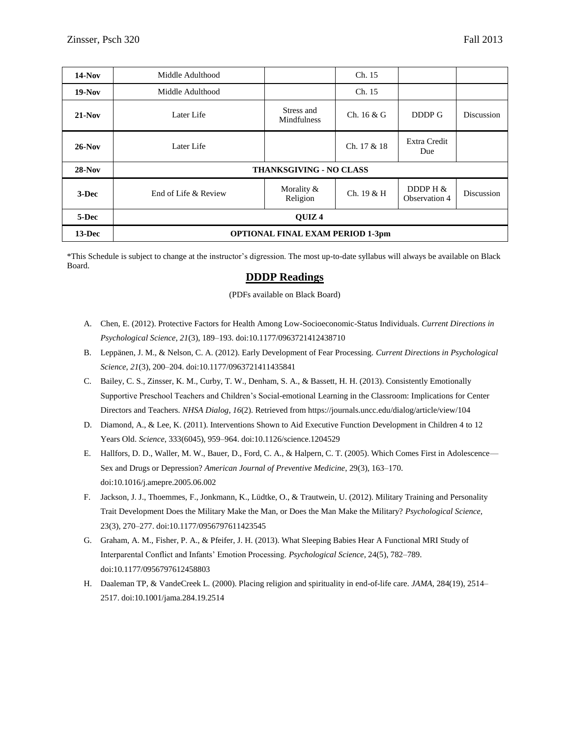| | | | | | |
|---|---|---|---|---|---|
| **14-Nov** | Middle Adulthood | | Ch. 15 | | |
| **19-Nov** | Middle Adulthood | | Ch. 15 | | |
| **21-Nov** | Later Life | Stress and Mindfulness | Ch. 16 & G | DDDP G | Discussion |
| **26-Nov** | Later Life | | Ch. 17 & 18 | Extra Credit Due | |
| **28-Nov** | **THANKSGIVING - NO CLASS** | | | | |
| **3-Dec** | End of Life & Review | Morality & Religion | Ch. 19 & H | DDDP H & Observation 4 | Discussion |
| **5-Dec** | **QUIZ 4** | | | | |
| **13-Dec** | **OPTIONAL FINAL EXAM PERIOD 1-3pm** | | | | |

*This Schedule is subject to change at the instructor's digression. The most up-to-date syllabus will always be available on Black Board.

## DDDP Readings

(PDFs available on Black Board)

A. Chen, E. (2012). Protective Factors for Health Among Low-Socioeconomic-Status Individuals. *Current Directions in Psychological Science*, *21*(3), 189–193. doi:10.1177/0963721412438710

B. Leppänen, J. M., & Nelson, C. A. (2012). Early Development of Fear Processing. *Current Directions in Psychological Science, 21*(3), 200–204. doi:10.1177/0963721411435841

C. Bailey, C. S., Zinsser, K. M., Curby, T. W., Denham, S. A., & Bassett, H. H. (2013). Consistently Emotionally Supportive Preschool Teachers and Children's Social-emotional Learning in the Classroom: Implications for Center Directors and Teachers. *NHSA Dialog*, *16*(2). Retrieved from https://journals.uncc.edu/dialog/article/view/104

D. Diamond, A., & Lee, K. (2011). Interventions Shown to Aid Executive Function Development in Children 4 to 12 Years Old. *Science*, 333(6045), 959–964. doi:10.1126/science.1204529

E. Hallfors, D. D., Waller, M. W., Bauer, D., Ford, C. A., & Halpern, C. T. (2005). Which Comes First in Adolescence—Sex and Drugs or Depression? *American Journal of Preventive Medicine*, 29(3), 163–170. doi:10.1016/j.amepre.2005.06.002

F. Jackson, J. J., Thoemmes, F., Jonkmann, K., Lüdtke, O., & Trautwein, U. (2012). Military Training and Personality Trait Development Does the Military Make the Man, or Does the Man Make the Military? *Psychological Science*, 23(3), 270–277. doi:10.1177/0956797611423545

G. Graham, A. M., Fisher, P. A., & Pfeifer, J. H. (2013). What Sleeping Babies Hear A Functional MRI Study of Interparental Conflict and Infants' Emotion Processing. *Psychological Science*, 24(5), 782–789. doi:10.1177/0956797612458803

H. Daaleman TP, & VandeCreek L. (2000). Placing religion and spirituality in end-of-life care. *JAMA*, 284(19), 2514–2517. doi:10.1001/jama.284.19.2514